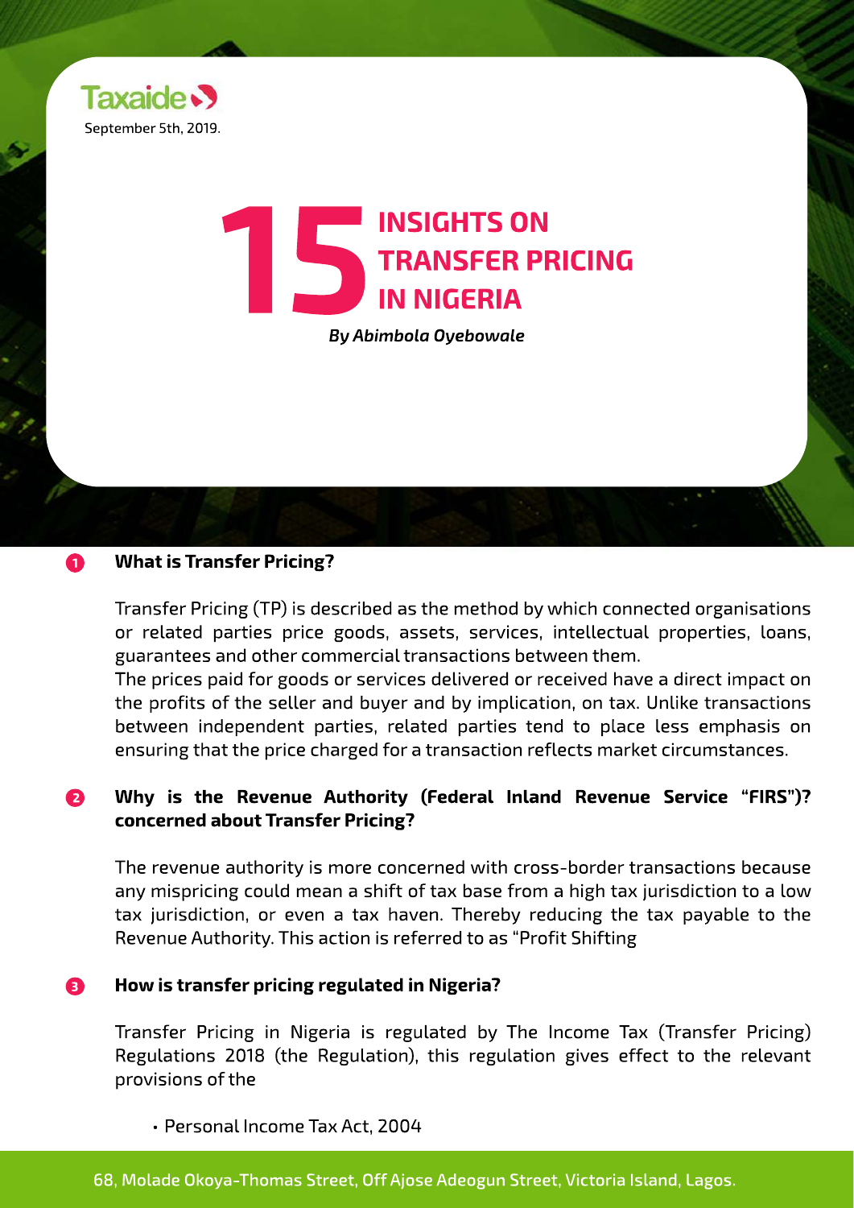Taxaide

September 5th, 2019.

# 15 INSIGHTS ON TRANSFER PRICING IN NIGERIA

***By Abimbola Oyebowale***

### 1 What is Transfer Pricing?

Transfer Pricing (TP) is described as the method by which connected organisations or related parties price goods, assets, services, intellectual properties, loans, guarantees and other commercial transactions between them.
The prices paid for goods or services delivered or received have a direct impact on the profits of the seller and buyer and by implication, on tax. Unlike transactions between independent parties, related parties tend to place less emphasis on ensuring that the price charged for a transaction reflects market circumstances.

### 2 Why is the Revenue Authority (Federal Inland Revenue Service "FIRS")? concerned about Transfer Pricing?

The revenue authority is more concerned with cross-border transactions because any mispricing could mean a shift of tax base from a high tax jurisdiction to a low tax jurisdiction, or even a tax haven. Thereby reducing the tax payable to the Revenue Authority. This action is referred to as "Profit Shifting

### 3 How is transfer pricing regulated in Nigeria?

Transfer Pricing in Nigeria is regulated by The Income Tax (Transfer Pricing) Regulations 2018 (the Regulation), this regulation gives effect to the relevant provisions of the

- Personal Income Tax Act, 2004

68, Molade Okoya-Thomas Street, Off Ajose Adeogun Street, Victoria Island, Lagos.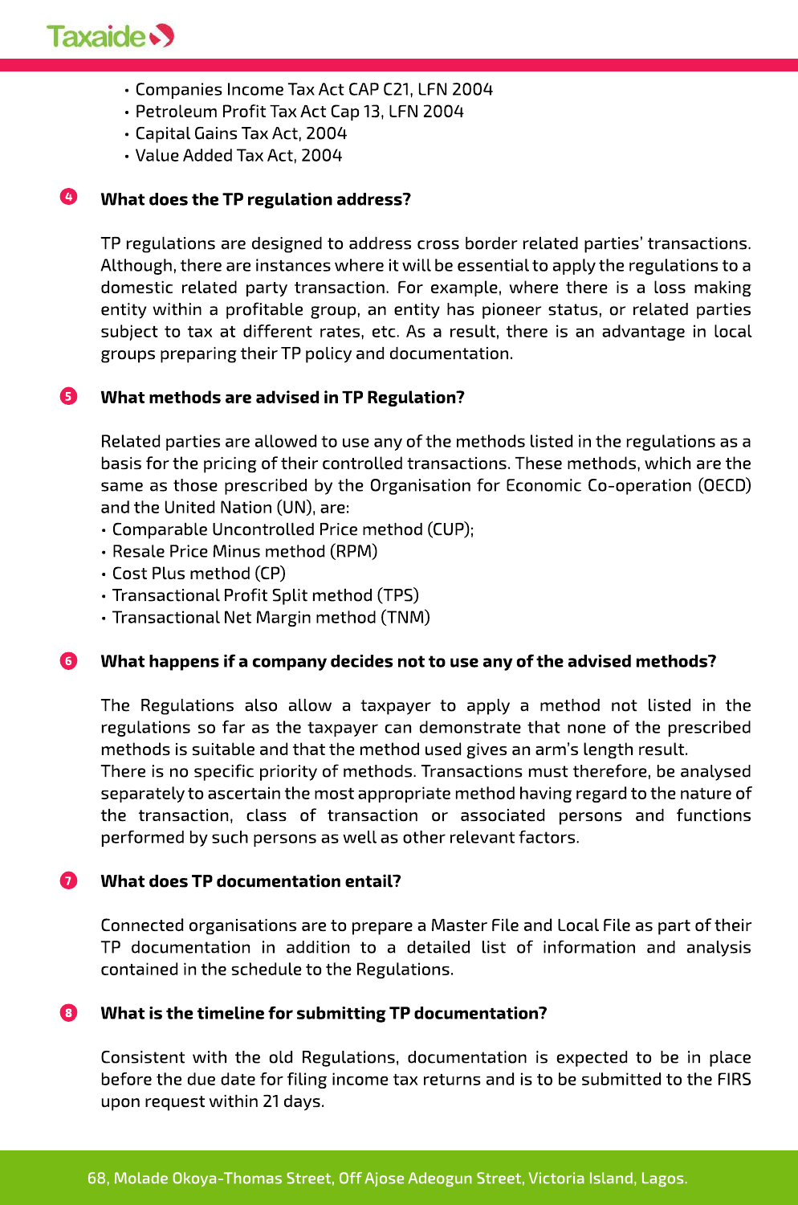- Companies Income Tax Act CAP C21, LFN 2004
- Petroleum Profit Tax Act Cap 13, LFN 2004
- Capital Gains Tax Act, 2004
- Value Added Tax Act, 2004

**4. What does the TP regulation address?**

TP regulations are designed to address cross border related parties' transactions. Although, there are instances where it will be essential to apply the regulations to a domestic related party transaction. For example, where there is a loss making entity within a profitable group, an entity has pioneer status, or related parties subject to tax at different rates, etc. As a result, there is an advantage in local groups preparing their TP policy and documentation.

**5. What methods are advised in TP Regulation?**

Related parties are allowed to use any of the methods listed in the regulations as a basis for the pricing of their controlled transactions. These methods, which are the same as those prescribed by the Organisation for Economic Co-operation (OECD) and the United Nation (UN), are:

- Comparable Uncontrolled Price method (CUP);
- Resale Price Minus method (RPM)
- Cost Plus method (CP)
- Transactional Profit Split method (TPS)
- Transactional Net Margin method (TNM)

**6. What happens if a company decides not to use any of the advised methods?**

The Regulations also allow a taxpayer to apply a method not listed in the regulations so far as the taxpayer can demonstrate that none of the prescribed methods is suitable and that the method used gives an arm's length result.
There is no specific priority of methods. Transactions must therefore, be analysed separately to ascertain the most appropriate method having regard to the nature of the transaction, class of transaction or associated persons and functions performed by such persons as well as other relevant factors.

**7. What does TP documentation entail?**

Connected organisations are to prepare a Master File and Local File as part of their TP documentation in addition to a detailed list of information and analysis contained in the schedule to the Regulations.

**8. What is the timeline for submitting TP documentation?**

Consistent with the old Regulations, documentation is expected to be in place before the due date for filing income tax returns and is to be submitted to the FIRS upon request within 21 days.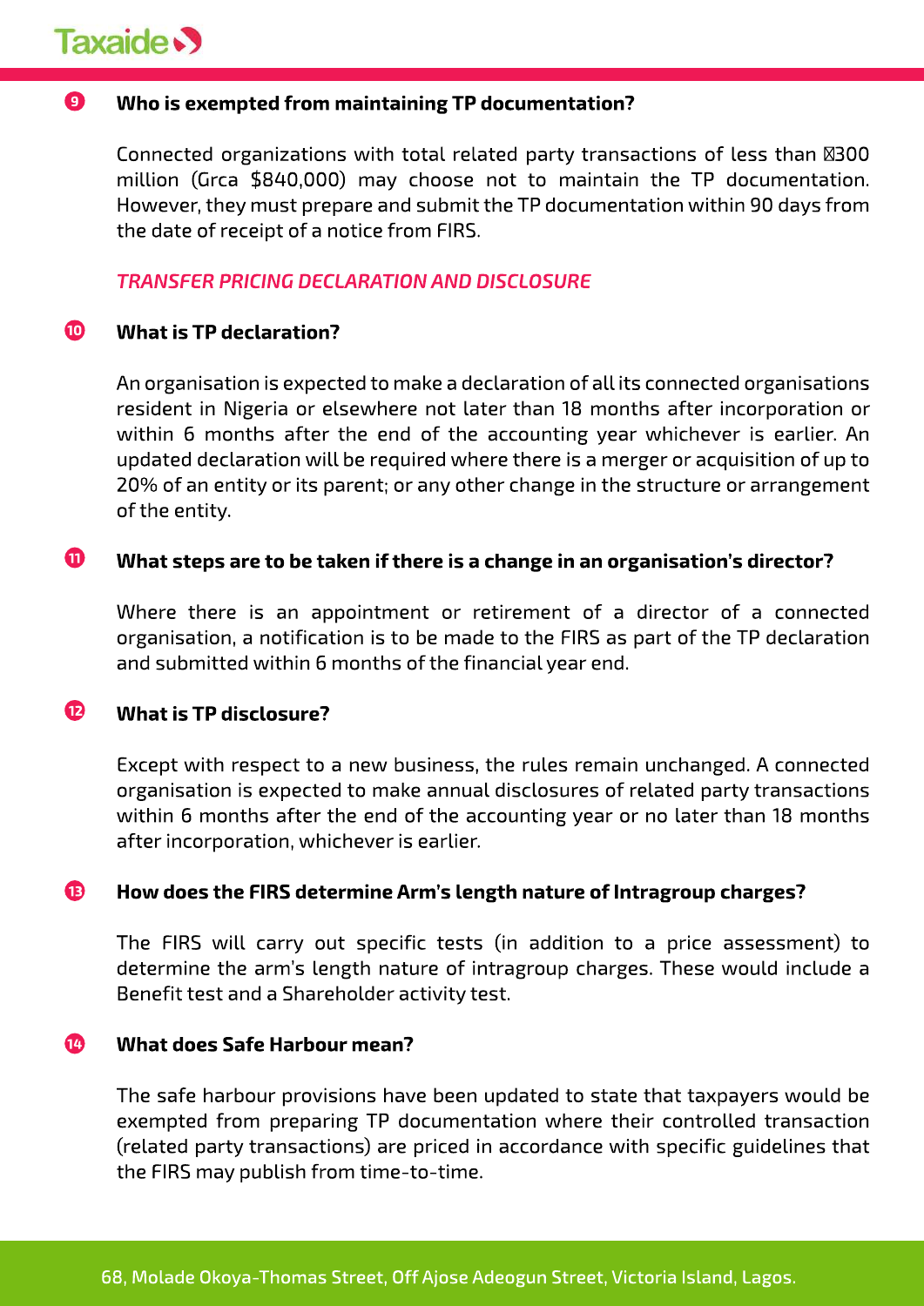### 9. Who is exempted from maintaining TP documentation?

Connected organizations with total related party transactions of less than ₦300 million (Grca $840,000) may choose not to maintain the TP documentation. However, they must prepare and submit the TP documentation within 90 days from the date of receipt of a notice from FIRS.

## *TRANSFER PRICING DECLARATION AND DISCLOSURE*

### 10. What is TP declaration?

An organisation is expected to make a declaration of all its connected organisations resident in Nigeria or elsewhere not later than 18 months after incorporation or within 6 months after the end of the accounting year whichever is earlier. An updated declaration will be required where there is a merger or acquisition of up to 20% of an entity or its parent; or any other change in the structure or arrangement of the entity.

### 11. What steps are to be taken if there is a change in an organisation's director?

Where there is an appointment or retirement of a director of a connected organisation, a notification is to be made to the FIRS as part of the TP declaration and submitted within 6 months of the financial year end.

### 12. What is TP disclosure?

Except with respect to a new business, the rules remain unchanged. A connected organisation is expected to make annual disclosures of related party transactions within 6 months after the end of the accounting year or no later than 18 months after incorporation, whichever is earlier.

### 13. How does the FIRS determine Arm's length nature of Intragroup charges?

The FIRS will carry out specific tests (in addition to a price assessment) to determine the arm's length nature of intragroup charges. These would include a Benefit test and a Shareholder activity test.

### 14. What does Safe Harbour mean?

The safe harbour provisions have been updated to state that taxpayers would be exempted from preparing TP documentation where their controlled transaction (related party transactions) are priced in accordance with specific guidelines that the FIRS may publish from time-to-time.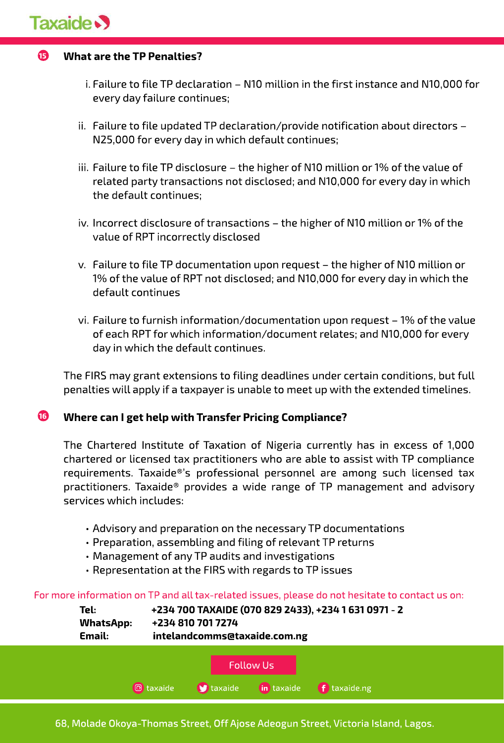## 15 What are the TP Penalties?

i. Failure to file TP declaration – N10 million in the first instance and N10,000 for every day failure continues;

ii. Failure to file updated TP declaration/provide notification about directors – N25,000 for every day in which default continues;

iii. Failure to file TP disclosure – the higher of N10 million or 1% of the value of related party transactions not disclosed; and N10,000 for every day in which the default continues;

iv. Incorrect disclosure of transactions – the higher of N10 million or 1% of the value of RPT incorrectly disclosed

v. Failure to file TP documentation upon request – the higher of N10 million or 1% of the value of RPT not disclosed; and N10,000 for every day in which the default continues

vi. Failure to furnish information/documentation upon request – 1% of the value of each RPT for which information/document relates; and N10,000 for every day in which the default continues.

The FIRS may grant extensions to filing deadlines under certain conditions, but full penalties will apply if a taxpayer is unable to meet up with the extended timelines.

## 16 Where can I get help with Transfer Pricing Compliance?

The Chartered Institute of Taxation of Nigeria currently has in excess of 1,000 chartered or licensed tax practitioners who are able to assist with TP compliance requirements. Taxaide®'s professional personnel are among such licensed tax practitioners. Taxaide® provides a wide range of TP management and advisory services which includes:

- Advisory and preparation on the necessary TP documentations
- Preparation, assembling and filing of relevant TP returns
- Management of any TP audits and investigations
- Representation at the FIRS with regards to TP issues

For more information on TP and all tax-related issues, please do not hesitate to contact us on:

**Tel:** **+234 700 TAXAIDE (070 829 2433), +234 1 631 0971 - 2**
**WhatsApp:** **+234 810 701 7274**
**Email:** **intelandcomms@taxaide.com.ng**

Follow Us

taxaide taxaide taxaide taxaide.ng

68, Molade Okoya-Thomas Street, Off Ajose Adeogun Street, Victoria Island, Lagos.